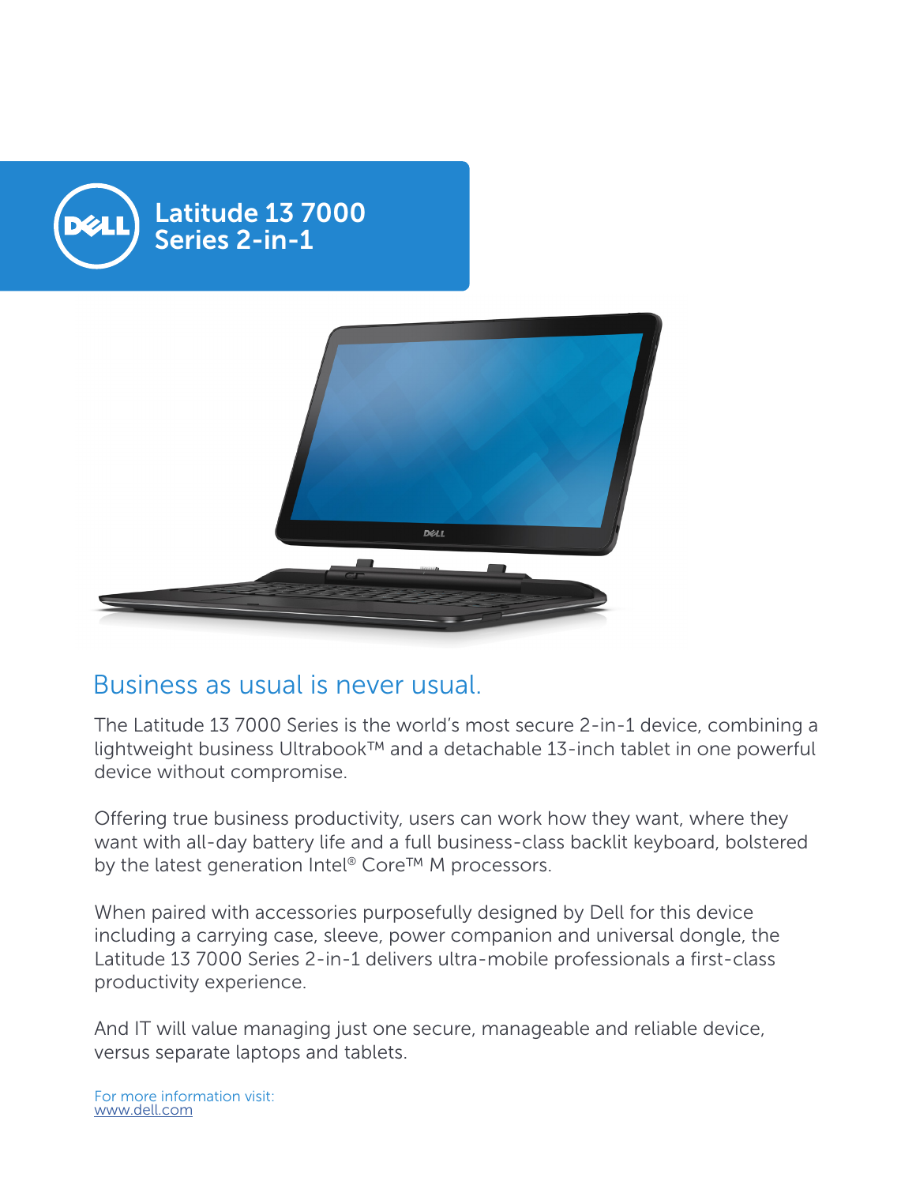# Latitude 13 7000 Series 2-in-1

## Business as usual is never usual.

The Latitude 13 7000 Series is the world's most secure 2-in-1 device, combining a lightweight business Ultrabook™ and a detachable 13-inch tablet in one powerful device without compromise.

Offering true business productivity, users can work how they want, where they want with all-day battery life and a full business-class backlit keyboard, bolstered by the latest generation Intel® Core™ M processors.

When paired with accessories purposefully designed by Dell for this device including a carrying case, sleeve, power companion and universal dongle, the Latitude 13 7000 Series 2-in-1 delivers ultra-mobile professionals a first-class productivity experience.

And IT will value managing just one secure, manageable and reliable device, versus separate laptops and tablets.

For more information visit:
www.dell.com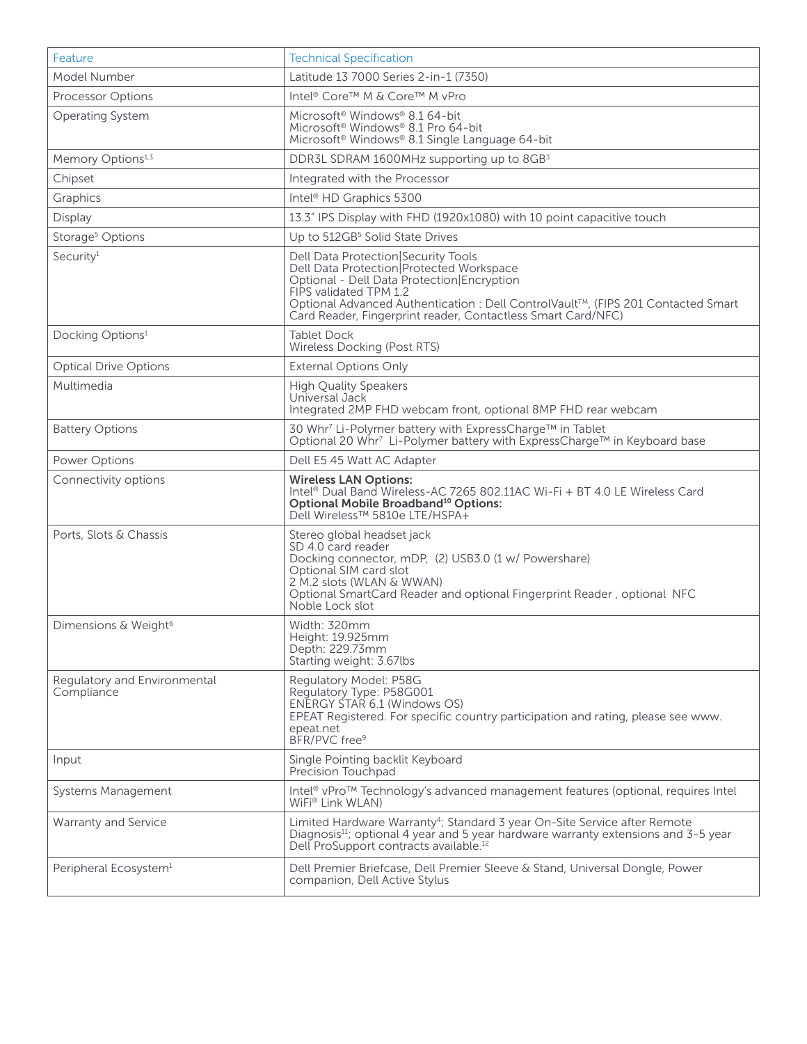| Feature | Technical Specification |
|---|---|
| Model Number | Latitude 13 7000 Series 2-in-1 (7350) |
| Processor Options | Intel® Core™ M & Core™ M vPro |
| Operating System | Microsoft® Windows® 8.1 64-bit<br>Microsoft® Windows® 8.1 Pro 64-bit<br>Microsoft® Windows® 8.1 Single Language 64-bit |
| Memory Options[1,3] | DDR3L SDRAM 1600MHz supporting up to 8GB[3] |
| Chipset | Integrated with the Processor |
| Graphics | Intel® HD Graphics 5300 |
| Display | 13.3" IPS Display with FHD (1920x1080) with 10 point capacitive touch |
| Storage[5] Options | Up to 512GB[5] Solid State Drives |
| Security[1] | Dell Data Protection\|Security Tools<br>Dell Data Protection\|Protected Workspace<br>Optional - Dell Data Protection\|Encryption<br>FIPS validated TPM 1.2<br>Optional Advanced Authentication : Dell ControlVault™, (FIPS 201 Contacted Smart Card Reader, Fingerprint reader, Contactless Smart Card/NFC) |
| Docking Options[1] | Tablet Dock<br>Wireless Docking (Post RTS) |
| Optical Drive Options | External Options Only |
| Multimedia | High Quality Speakers<br>Universal Jack<br>Integrated 2MP FHD webcam front, optional 8MP FHD rear webcam |
| Battery Options | 30 Whr[7] Li-Polymer battery with ExpressCharge™ in Tablet<br>Optional 20 Whr[7] Li-Polymer battery with ExpressCharge™ in Keyboard base |
| Power Options | Dell E5 45 Watt AC Adapter |
| Connectivity options | **Wireless LAN Options:**<br>Intel® Dual Band Wireless-AC 7265 802.11AC Wi-Fi + BT 4.0 LE Wireless Card<br>**Optional Mobile Broadband[10] Options:**<br>Dell Wireless™ 5810e LTE/HSPA+ |
| Ports, Slots & Chassis | Stereo global headset jack<br>SD 4.0 card reader<br>Docking connector, mDP, (2) USB3.0 (1 w/ Powershare)<br>Optional SIM card slot<br>2 M.2 slots (WLAN & WWAN)<br>Optional SmartCard Reader and optional Fingerprint Reader , optional NFC<br>Noble Lock slot |
| Dimensions & Weight[6] | Width: 320mm<br>Height: 19.925mm<br>Depth: 229.73mm<br>Starting weight: 3.67lbs |
| Regulatory and Environmental Compliance | Regulatory Model: P58G<br>Regulatory Type: P58G001<br>ENERGY STAR 6.1 (Windows OS)<br>EPEAT Registered. For specific country participation and rating, please see www.epeat.net<br>BFR/PVC free[9] |
| Input | Single Pointing backlit Keyboard<br>Precision Touchpad |
| Systems Management | Intel® vPro™ Technology's advanced management features (optional, requires Intel WiFi® Link WLAN) |
| Warranty and Service | Limited Hardware Warranty[4]; Standard 3 year On-Site Service after Remote Diagnosis[11]; optional 4 year and 5 year hardware warranty extensions and 3-5 year Dell ProSupport contracts available.[12] |
| Peripheral Ecosystem[1] | Dell Premier Briefcase, Dell Premier Sleeve & Stand, Universal Dongle, Power companion, Dell Active Stylus |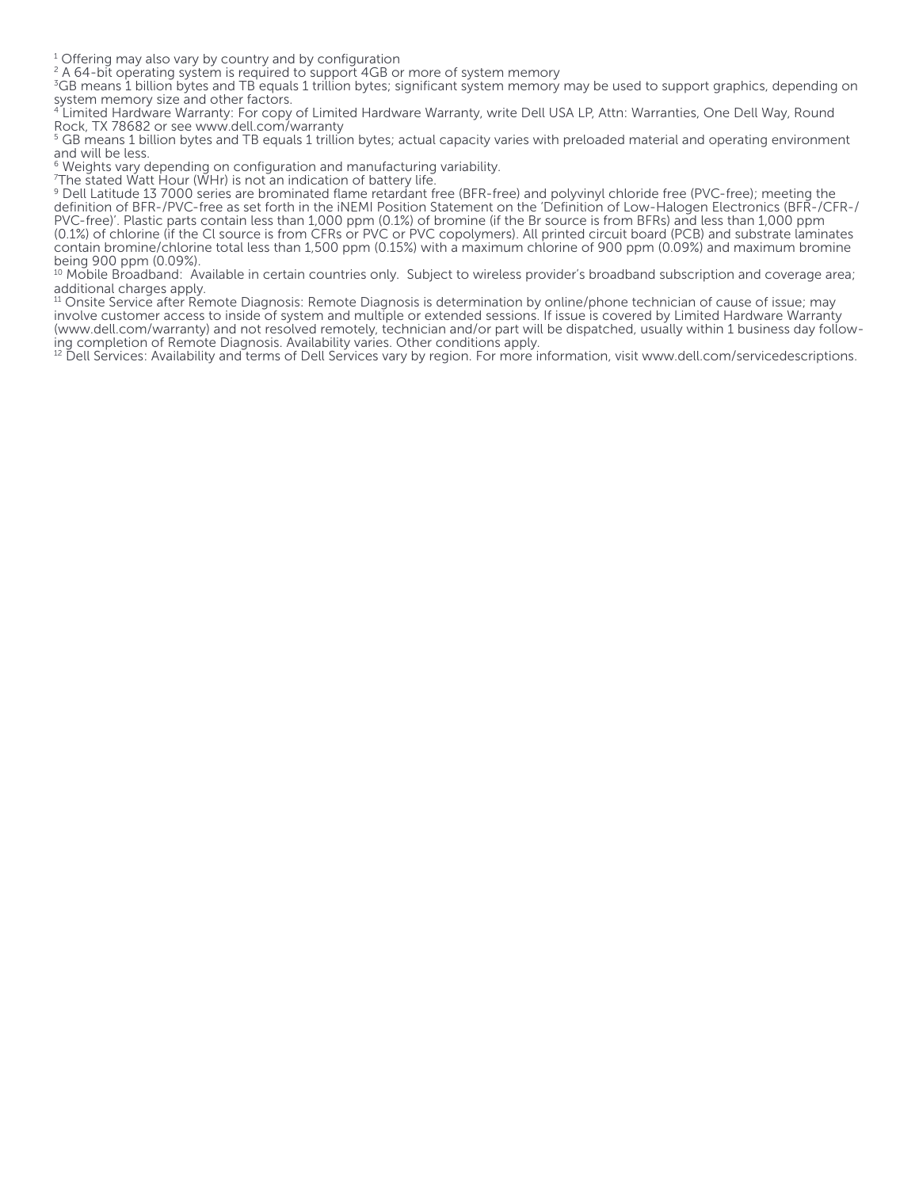[1] Offering may also vary by country and by configuration

[2] A 64-bit operating system is required to support 4GB or more of system memory

[3]GB means 1 billion bytes and TB equals 1 trillion bytes; significant system memory may be used to support graphics, depending on system memory size and other factors.

[4] Limited Hardware Warranty: For copy of Limited Hardware Warranty, write Dell USA LP, Attn: Warranties, One Dell Way, Round Rock, TX 78682 or see www.dell.com/warranty

[5] GB means 1 billion bytes and TB equals 1 trillion bytes; actual capacity varies with preloaded material and operating environment and will be less.

[6] Weights vary depending on configuration and manufacturing variability.

[7]The stated Watt Hour (WHr) is not an indication of battery life.

[9] Dell Latitude 13 7000 series are brominated flame retardant free (BFR-free) and polyvinyl chloride free (PVC-free); meeting the definition of BFR-/PVC-free as set forth in the iNEMI Position Statement on the 'Definition of Low-Halogen Electronics (BFR-/CFR-/PVC-free)'. Plastic parts contain less than 1,000 ppm (0.1%) of bromine (if the Br source is from BFRs) and less than 1,000 ppm (0.1%) of chlorine (if the Cl source is from CFRs or PVC or PVC copolymers). All printed circuit board (PCB) and substrate laminates contain bromine/chlorine total less than 1,500 ppm (0.15%) with a maximum chlorine of 900 ppm (0.09%) and maximum bromine being 900 ppm (0.09%).

[10] Mobile Broadband: Available in certain countries only. Subject to wireless provider's broadband subscription and coverage area; additional charges apply.

[11] Onsite Service after Remote Diagnosis: Remote Diagnosis is determination by online/phone technician of cause of issue; may involve customer access to inside of system and multiple or extended sessions. If issue is covered by Limited Hardware Warranty (www.dell.com/warranty) and not resolved remotely, technician and/or part will be dispatched, usually within 1 business day following completion of Remote Diagnosis. Availability varies. Other conditions apply.

[12] Dell Services: Availability and terms of Dell Services vary by region. For more information, visit www.dell.com/servicedescriptions.